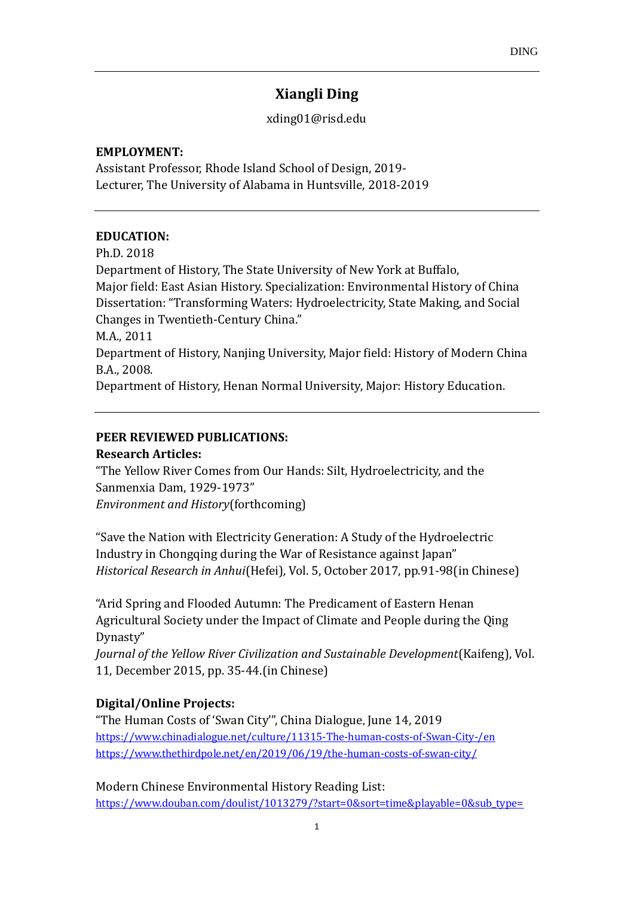# Xiangli Ding

xding01@risd.edu

**EMPLOYMENT:**

Assistant Professor, Rhode Island School of Design, 2019-
Lecturer, The University of Alabama in Huntsville, 2018-2019

---

**EDUCATION:**

Ph.D. 2018
Department of History, The State University of New York at Buffalo,
Major field: East Asian History. Specialization: Environmental History of China
Dissertation: "Transforming Waters: Hydroelectricity, State Making, and Social Changes in Twentieth-Century China."
M.A., 2011
Department of History, Nanjing University, Major field: History of Modern China
B.A., 2008.
Department of History, Henan Normal University, Major: History Education.

---

**PEER REVIEWED PUBLICATIONS:**

**Research Articles:**

"The Yellow River Comes from Our Hands: Silt, Hydroelectricity, and the Sanmenxia Dam, 1929-1973"
*Environment and History*(forthcoming)

"Save the Nation with Electricity Generation: A Study of the Hydroelectric Industry in Chongqing during the War of Resistance against Japan"
*Historical Research in Anhui*(Hefei), Vol. 5, October 2017, pp.91-98(in Chinese)

"Arid Spring and Flooded Autumn: The Predicament of Eastern Henan Agricultural Society under the Impact of Climate and People during the Qing Dynasty"
*Journal of the Yellow River Civilization and Sustainable Development*(Kaifeng), Vol. 11, December 2015, pp. 35-44.(in Chinese)

**Digital/Online Projects:**

"The Human Costs of 'Swan City'", China Dialogue, June 14, 2019
https://www.chinadialogue.net/culture/11315-The-human-costs-of-Swan-City-/en
https://www.thethirdpole.net/en/2019/06/19/the-human-costs-of-swan-city/

Modern Chinese Environmental History Reading List:
https://www.douban.com/doulist/1013279/?start=0&sort=time&playable=0&sub_type=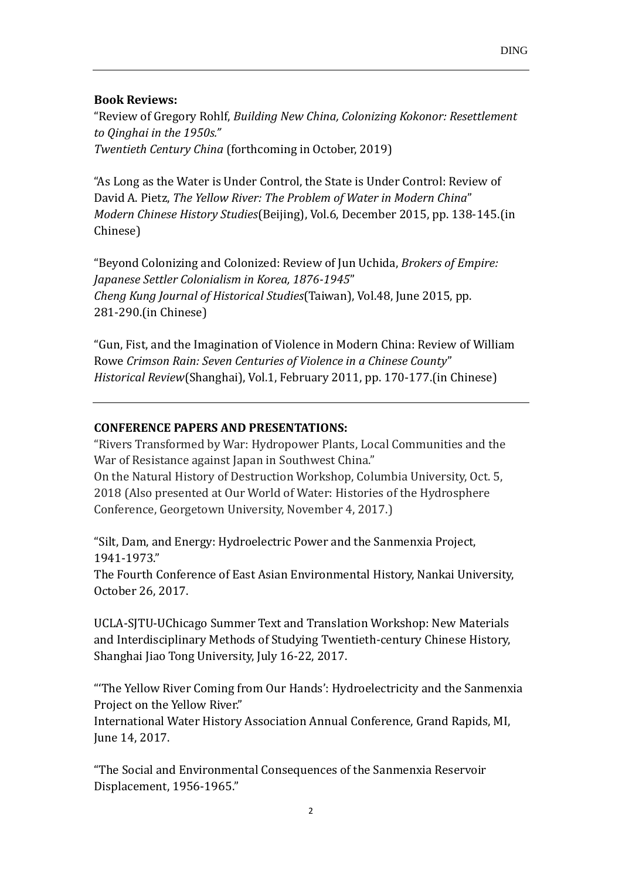**Book Reviews:**

"Review of Gregory Rohlf, *Building New China, Colonizing Kokonor: Resettlement to Qinghai in the 1950s."*
*Twentieth Century China* (forthcoming in October, 2019)

"As Long as the Water is Under Control, the State is Under Control: Review of David A. Pietz, *The Yellow River: The Problem of Water in Modern China*"
*Modern Chinese History Studies*(Beijing), Vol.6, December 2015, pp. 138-145.(in Chinese)

"Beyond Colonizing and Colonized: Review of Jun Uchida, *Brokers of Empire: Japanese Settler Colonialism in Korea, 1876-1945*"
*Cheng Kung Journal of Historical Studies*(Taiwan), Vol.48, June 2015, pp. 281-290.(in Chinese)

"Gun, Fist, and the Imagination of Violence in Modern China: Review of William Rowe *Crimson Rain: Seven Centuries of Violence in a Chinese County*"
*Historical Review*(Shanghai), Vol.1, February 2011, pp. 170-177.(in Chinese)

---

**CONFERENCE PAPERS AND PRESENTATIONS:**

"Rivers Transformed by War: Hydropower Plants, Local Communities and the War of Resistance against Japan in Southwest China."
On the Natural History of Destruction Workshop, Columbia University, Oct. 5, 2018 (Also presented at Our World of Water: Histories of the Hydrosphere Conference, Georgetown University, November 4, 2017.)

"Silt, Dam, and Energy: Hydroelectric Power and the Sanmenxia Project, 1941-1973."
The Fourth Conference of East Asian Environmental History, Nankai University, October 26, 2017.

UCLA-SJTU-UChicago Summer Text and Translation Workshop: New Materials and Interdisciplinary Methods of Studying Twentieth-century Chinese History, Shanghai Jiao Tong University, July 16-22, 2017.

"'The Yellow River Coming from Our Hands': Hydroelectricity and the Sanmenxia Project on the Yellow River."
International Water History Association Annual Conference, Grand Rapids, MI, June 14, 2017.

"The Social and Environmental Consequences of the Sanmenxia Reservoir Displacement, 1956-1965."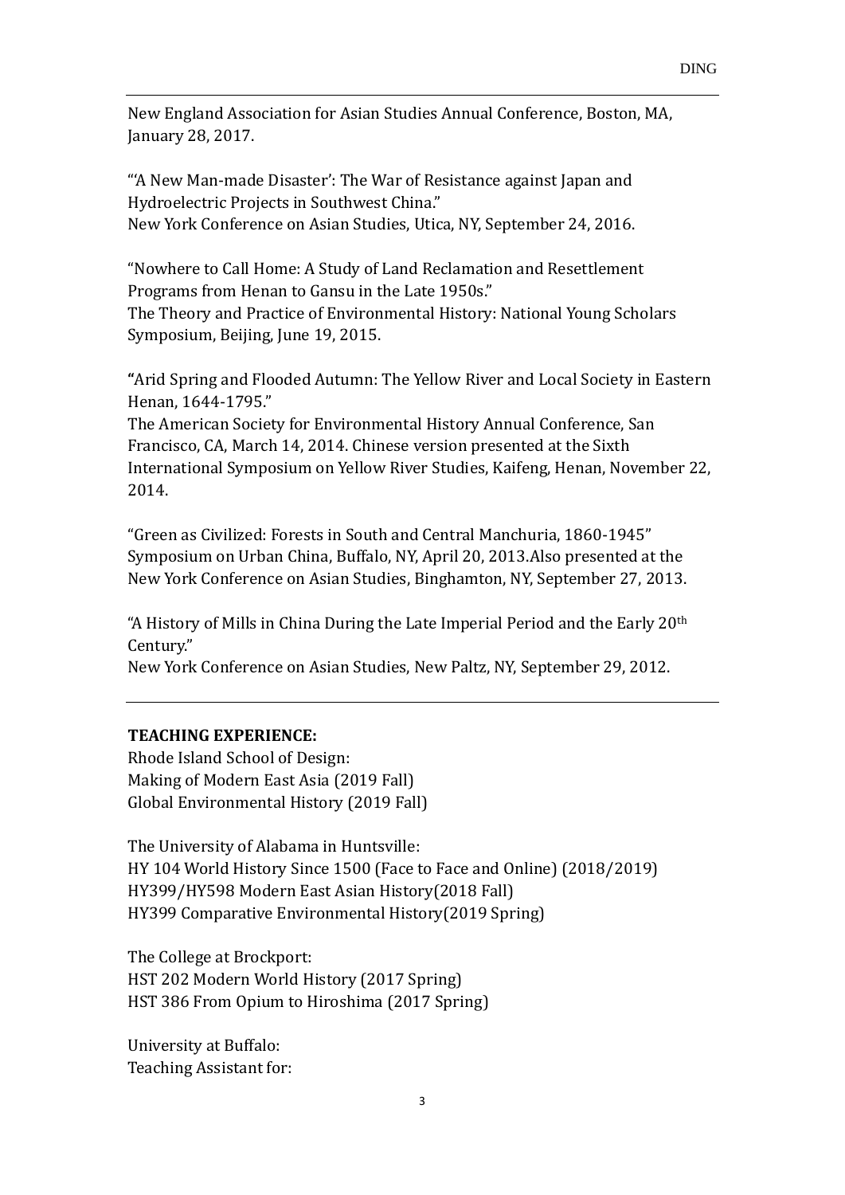New England Association for Asian Studies Annual Conference, Boston, MA, January 28, 2017.

"'A New Man-made Disaster': The War of Resistance against Japan and Hydroelectric Projects in Southwest China."
New York Conference on Asian Studies, Utica, NY, September 24, 2016.

"Nowhere to Call Home: A Study of Land Reclamation and Resettlement Programs from Henan to Gansu in the Late 1950s."
The Theory and Practice of Environmental History: National Young Scholars Symposium, Beijing, June 19, 2015.

**"**Arid Spring and Flooded Autumn: The Yellow River and Local Society in Eastern Henan, 1644-1795."
The American Society for Environmental History Annual Conference, San Francisco, CA, March 14, 2014. Chinese version presented at the Sixth International Symposium on Yellow River Studies, Kaifeng, Henan, November 22, 2014.

"Green as Civilized: Forests in South and Central Manchuria, 1860-1945"
Symposium on Urban China, Buffalo, NY, April 20, 2013.Also presented at the New York Conference on Asian Studies, Binghamton, NY, September 27, 2013.

"A History of Mills in China During the Late Imperial Period and the Early 20th Century."
New York Conference on Asian Studies, New Paltz, NY, September 29, 2012.

---

**TEACHING EXPERIENCE:**

Rhode Island School of Design:
Making of Modern East Asia (2019 Fall)
Global Environmental History (2019 Fall)

The University of Alabama in Huntsville:
HY 104 World History Since 1500 (Face to Face and Online) (2018/2019)
HY399/HY598 Modern East Asian History(2018 Fall)
HY399 Comparative Environmental History(2019 Spring)

The College at Brockport:
HST 202 Modern World History (2017 Spring)
HST 386 From Opium to Hiroshima (2017 Spring)

University at Buffalo:
Teaching Assistant for: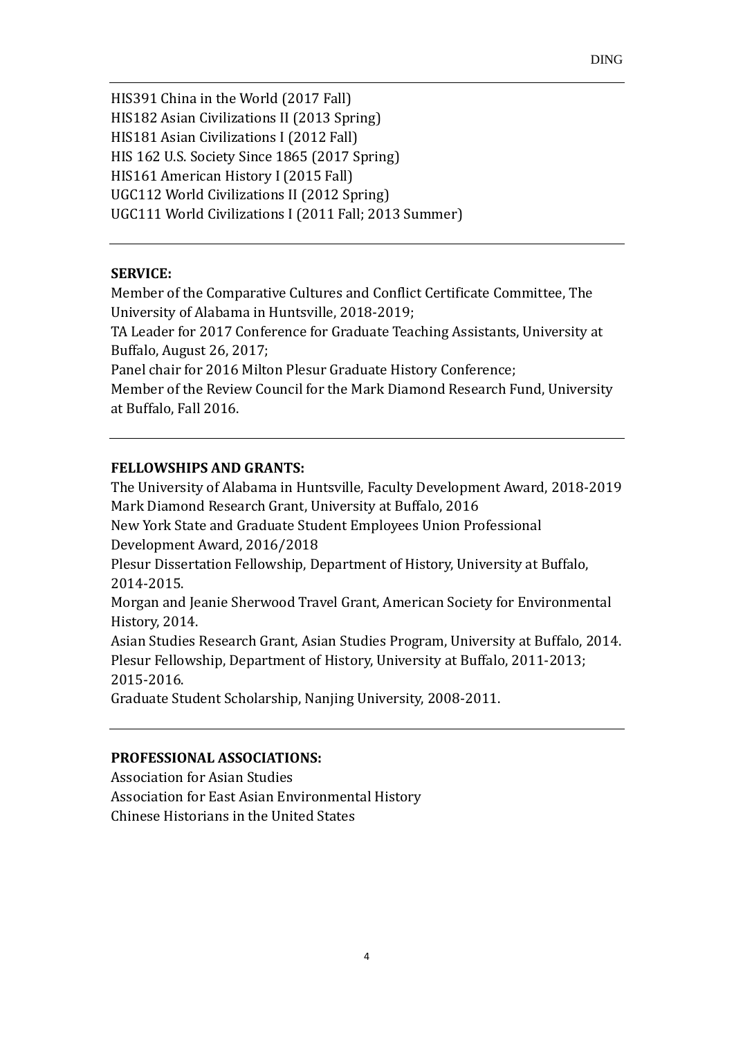HIS391 China in the World (2017 Fall)
HIS182 Asian Civilizations II (2013 Spring)
HIS181 Asian Civilizations I (2012 Fall)
HIS 162 U.S. Society Since 1865 (2017 Spring)
HIS161 American History I (2015 Fall)
UGC112 World Civilizations II (2012 Spring)
UGC111 World Civilizations I (2011 Fall; 2013 Summer)

---

**SERVICE:**

Member of the Comparative Cultures and Conflict Certificate Committee, The University of Alabama in Huntsville, 2018-2019;
TA Leader for 2017 Conference for Graduate Teaching Assistants, University at Buffalo, August 26, 2017;
Panel chair for 2016 Milton Plesur Graduate History Conference;
Member of the Review Council for the Mark Diamond Research Fund, University at Buffalo, Fall 2016.

---

**FELLOWSHIPS AND GRANTS:**

The University of Alabama in Huntsville, Faculty Development Award, 2018-2019
Mark Diamond Research Grant, University at Buffalo, 2016
New York State and Graduate Student Employees Union Professional Development Award, 2016/2018
Plesur Dissertation Fellowship, Department of History, University at Buffalo, 2014-2015.
Morgan and Jeanie Sherwood Travel Grant, American Society for Environmental History, 2014.
Asian Studies Research Grant, Asian Studies Program, University at Buffalo, 2014.
Plesur Fellowship, Department of History, University at Buffalo, 2011-2013; 2015-2016.
Graduate Student Scholarship, Nanjing University, 2008-2011.

---

**PROFESSIONAL ASSOCIATIONS:**

Association for Asian Studies
Association for East Asian Environmental History
Chinese Historians in the United States